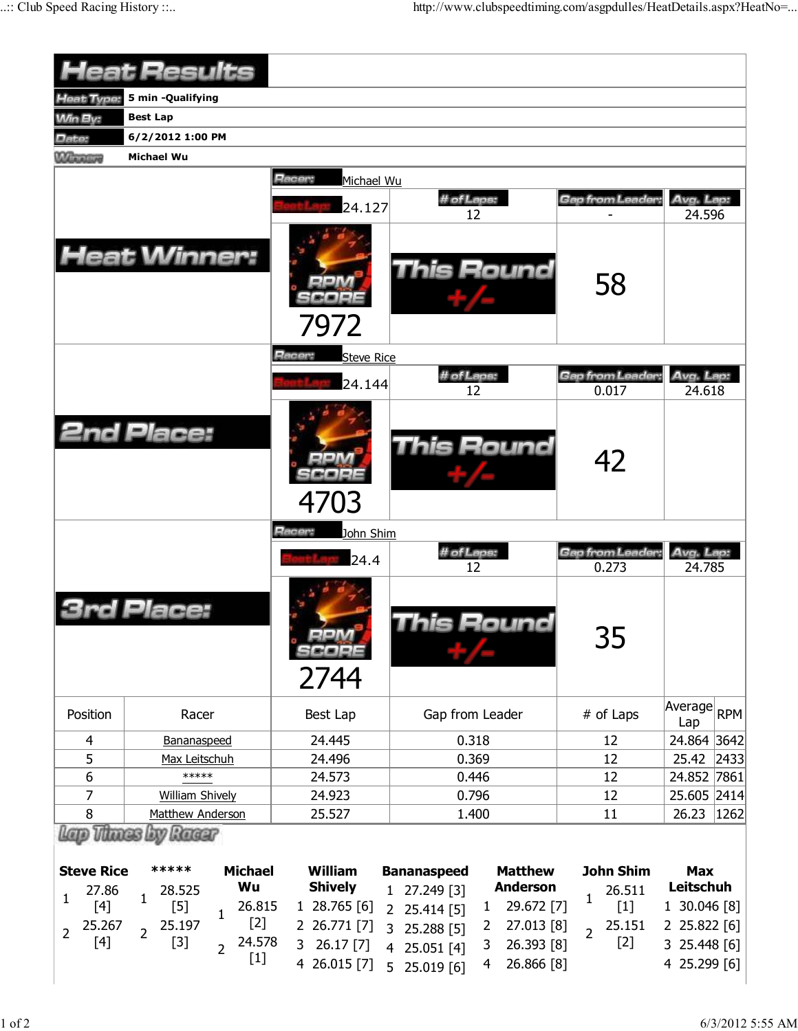# Heat Results

| | |
|---|---|
| Heat Type: | 5 min -Qualifying |
| Win By: | Best Lap |
| Date: | 6/2/2012 1:00 PM |
| Winner: | Michael Wu |

## Heat Winner:

Racer: Michael Wu

| Best Lap | # of Laps | Gap from Leader | Avg. Lap |
|---|---|---|---|
| 24.127 | 12 | - | 24.596 |

RPM SCORE: 7972

This Round +/-: 58

## 2nd Place:

Racer: Steve Rice

| Best Lap | # of Laps | Gap from Leader | Avg. Lap |
|---|---|---|---|
| 24.144 | 12 | 0.017 | 24.618 |

RPM SCORE: 4703

This Round +/-: 42

## 3rd Place:

Racer: John Shim

| Best Lap | # of Laps | Gap from Leader | Avg. Lap |
|---|---|---|---|
| 24.4 | 12 | 0.273 | 24.785 |

RPM SCORE: 2744

This Round +/-: 35

| Position | Racer | Best Lap | Gap from Leader | # of Laps | Average Lap | RPM |
|---|---|---|---|---|---|---|
| 4 | Bananaspeed | 24.445 | 0.318 | 12 | 24.864 | 3642 |
| 5 | Max Leitschuh | 24.496 | 0.369 | 12 | 25.42 | 2433 |
| 6 | ***** | 24.573 | 0.446 | 12 | 24.852 | 7861 |
| 7 | William Shively | 24.923 | 0.796 | 12 | 25.605 | 2414 |
| 8 | Matthew Anderson | 25.527 | 1.400 | 11 | 26.23 | 1262 |

## Lap Times by Racer

**Steve Rice**

| Lap | Time |
|---|---|
| 1 | 27.86 [4] |
| 2 | 25.267 [4] |

**\*\*\*\*\***

| Lap | Time |
|---|---|
| 1 | 28.525 [5] |
| 2 | 25.197 [3] |

**Michael Wu**

| Lap | Time |
|---|---|
| 1 | 26.815 [2] |
| 2 | 24.578 [1] |

**William Shively**

| Lap | Time |
|---|---|
| 1 | 28.765 [6] |
| 2 | 26.771 [7] |
| 3 | 26.17 [7] |
| 4 | 26.015 [7] |

**Bananaspeed**

| Lap | Time |
|---|---|
| 1 | 27.249 [3] |
| 2 | 25.414 [5] |
| 3 | 25.288 [5] |
| 4 | 25.051 [4] |
| 5 | 25.019 [6] |

**Matthew Anderson**

| Lap | Time |
|---|---|
| 1 | 29.672 [7] |
| 2 | 27.013 [8] |
| 3 | 26.393 [8] |
| 4 | 26.866 [8] |

**John Shim**

| Lap | Time |
|---|---|
| 1 | 26.511 [1] |
| 2 | 25.151 [2] |

**Max Leitschuh**

| Lap | Time |
|---|---|
| 1 | 30.046 [8] |
| 2 | 25.822 [6] |
| 3 | 25.448 [6] |
| 4 | 25.299 [6] |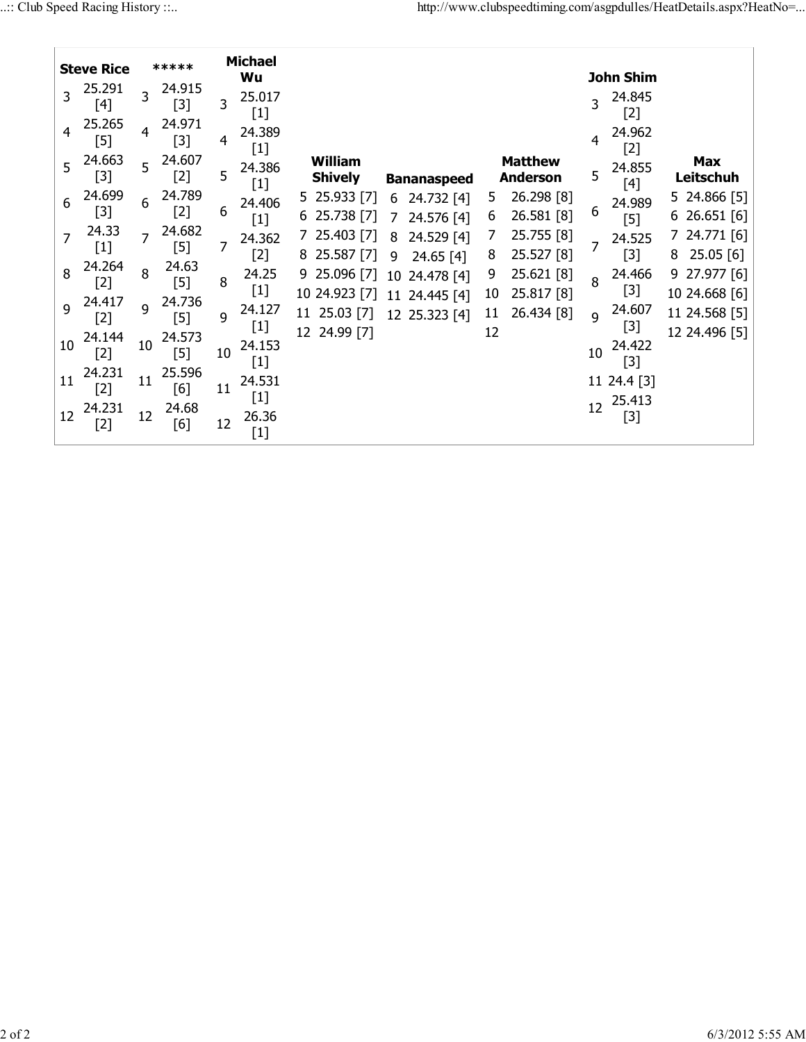| Lap | Steve Rice | ***** | Michael Wu | William Shively | Bananaspeed | Matthew Anderson | John Shim | Max Leitschuh |
|---|---|---|---|---|---|---|---|---|
| 3 | 25.291 [4] | 24.915 [3] | 25.017 [1] | | | | 24.845 [2] | |
| 4 | 25.265 [5] | 24.971 [3] | 24.389 [1] | | | | 24.962 [2] | |
| 5 | 24.663 [3] | 24.607 [2] | 24.386 [1] | 25.933 [7] | | 26.298 [8] | 24.855 [4] | 24.866 [5] |
| 6 | 24.699 [3] | 24.789 [2] | 24.406 [1] | 25.738 [7] | 24.732 [4] | 26.581 [8] | 24.989 [5] | 26.651 [6] |
| 7 | 24.33 [1] | 24.682 [5] | 24.362 [2] | 25.403 [7] | 24.576 [4] | 25.755 [8] | 24.525 [3] | 24.771 [6] |
| 8 | 24.264 [2] | 24.63 [5] | 24.25 [1] | 25.587 [7] | 24.529 [4] | 25.527 [8] | 24.466 [3] | 25.05 [6] |
| 9 | 24.417 [2] | 24.736 [5] | 24.127 [1] | 25.096 [7] | 24.65 [4] | 25.621 [8] | 24.607 [3] | 27.977 [6] |
| 10 | 24.144 [2] | 24.573 [5] | 24.153 [1] | 24.923 [7] | 24.478 [4] | 25.817 [8] | 24.422 [3] | 24.668 [6] |
| 11 | 24.231 [2] | 25.596 [6] | 24.531 [1] | 25.03 [7] | 24.445 [4] | 26.434 [8] | 24.4 [3] | 24.568 [5] |
| 12 | 24.231 [2] | 24.68 [6] | 26.36 [1] | 24.99 [7] | 25.323 [4] | | 25.413 [3] | 24.496 [5] |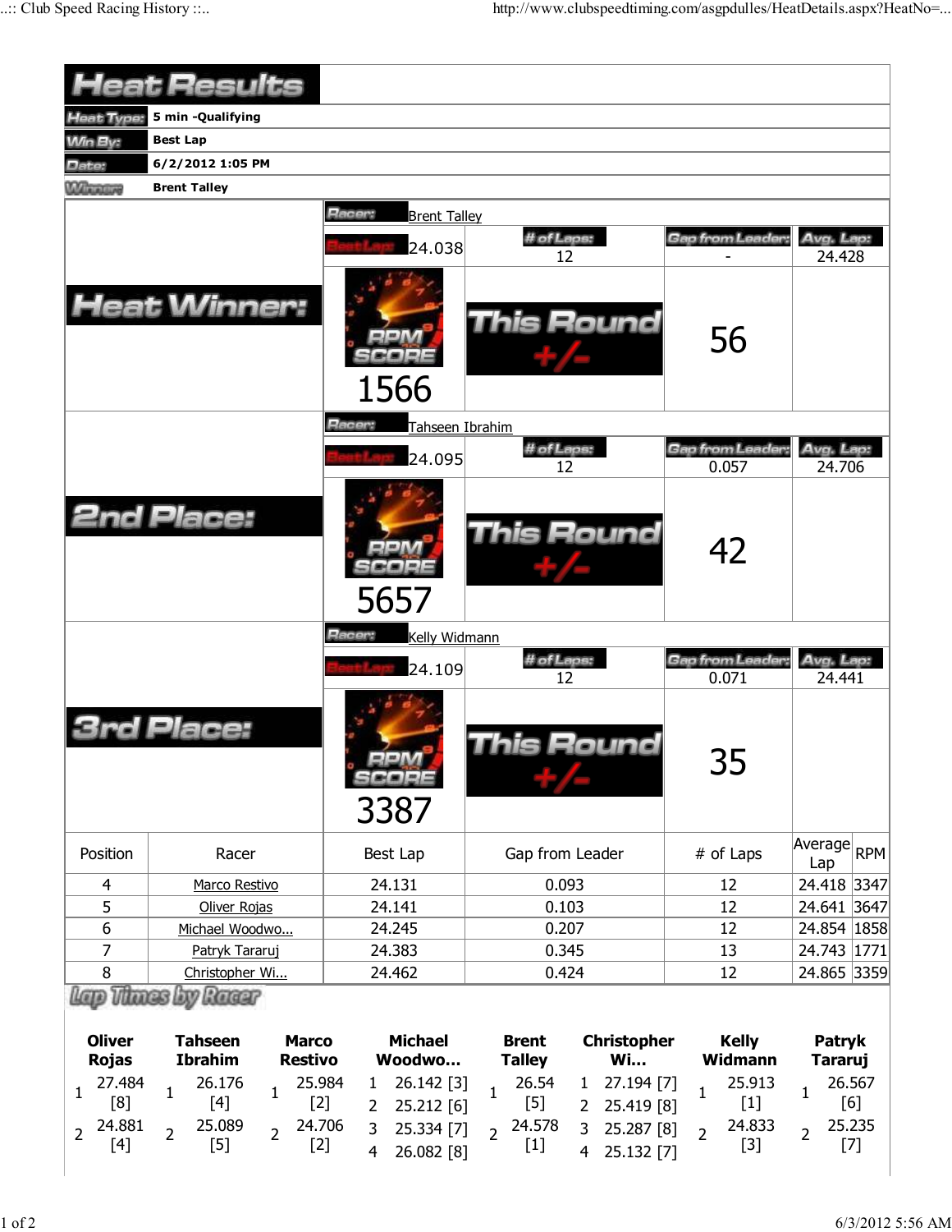# Heat Results

| | |
|---|---|
| Heat Type: | 5 min -Qualifying |
| Win By: | Best Lap |
| Date: | 6/2/2012 1:05 PM |
| Winner: | Brent Talley |

## Heat Winner:

Racer: Brent Talley

| Best Lap | # of Laps | Gap from Leader | Avg. Lap |
|---|---|---|---|
| 24.038 | 12 | - | 24.428 |

RPM SCORE: 1566

This Round +/-: 56

## 2nd Place:

Racer: Tahseen Ibrahim

| Best Lap | # of Laps | Gap from Leader | Avg. Lap |
|---|---|---|---|
| 24.095 | 12 | 0.057 | 24.706 |

RPM SCORE: 5657

This Round +/-: 42

## 3rd Place:

Racer: Kelly Widmann

| Best Lap | # of Laps | Gap from Leader | Avg. Lap |
|---|---|---|---|
| 24.109 | 12 | 0.071 | 24.441 |

RPM SCORE: 3387

This Round +/-: 35

| Position | Racer | Best Lap | Gap from Leader | # of Laps | Average Lap | RPM |
|---|---|---|---|---|---|---|
| 4 | Marco Restivo | 24.131 | 0.093 | 12 | 24.418 | 3347 |
| 5 | Oliver Rojas | 24.141 | 0.103 | 12 | 24.641 | 3647 |
| 6 | Michael Woodwo... | 24.245 | 0.207 | 12 | 24.854 | 1858 |
| 7 | Patryk Tararuj | 24.383 | 0.345 | 13 | 24.743 | 1771 |
| 8 | Christopher Wi... | 24.462 | 0.424 | 12 | 24.865 | 3359 |

## Lap Times by Racer

| Oliver Rojas | | Tahseen Ibrahim | | Marco Restivo | | Michael Woodwo... | | Brent Talley | | Christopher Wi... | | Kelly Widmann | | Patryk Tararuj | |
|---|---|---|---|---|---|---|---|---|---|---|---|---|---|---|---|
| 1 | 27.484 [8] | 1 | 26.176 [4] | 1 | 25.984 [2] | 1 | 26.142 [3] | 1 | 26.54 [5] | 1 | 27.194 [7] | 1 | 25.913 [1] | 1 | 26.567 [6] |
| 2 | 24.881 [4] | 2 | 25.089 [5] | 2 | 24.706 [2] | 2 | 25.212 [6] | 2 | 24.578 [1] | 2 | 25.419 [8] | 2 | 24.833 [3] | 2 | 25.235 [7] |
| | | | | | | 3 | 25.334 [7] | | | 3 | 25.287 [8] | | | | |
| | | | | | | 4 | 26.082 [8] | | | 4 | 25.132 [7] | | | | |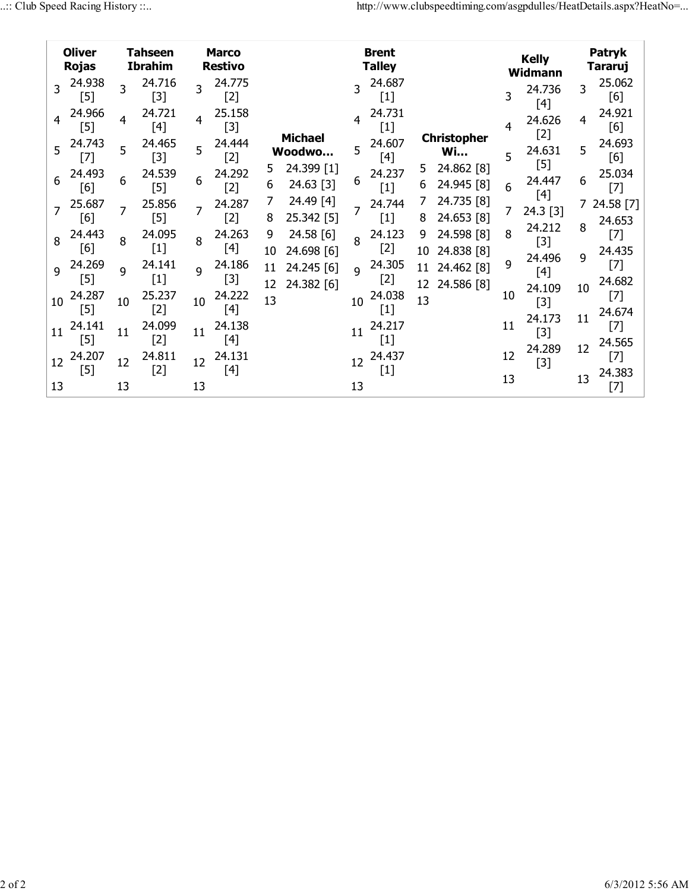| Lap | Oliver Rojas | Tahseen Ibrahim | Marco Restivo | Michael Woodwo... | Brent Talley | Christopher Wi... | Kelly Widmann | Patryk Tararuj |
|---|---|---|---|---|---|---|---|---|
| 3 | 24.938 [5] | 24.716 [3] | 24.775 [2] | | 24.687 [1] | | 24.736 [4] | 25.062 [6] |
| 4 | 24.966 [5] | 24.721 [4] | 25.158 [3] | | 24.731 [1] | | 24.626 [2] | 24.921 [6] |
| 5 | 24.743 [7] | 24.465 [3] | 24.444 [2] | 24.399 [1] | 24.607 [4] | 24.862 [8] | 24.631 [5] | 24.693 [6] |
| 6 | 24.493 [6] | 24.539 [5] | 24.292 [2] | 24.63 [3] | 24.237 [1] | 24.945 [8] | 24.447 [4] | 25.034 [7] |
| 7 | 25.687 [6] | 25.856 [5] | 24.287 [2] | 24.49 [4] | 24.744 [1] | 24.735 [8] | 24.3 [3] | 24.58 [7] |
| 8 | 24.443 [6] | 24.095 [1] | 24.263 [4] | 25.342 [5] | 24.123 [2] | 24.653 [8] | 24.212 [3] | 24.653 [7] |
| 9 | 24.269 [5] | 24.141 [1] | 24.186 [3] | 24.58 [6] | 24.305 [2] | 24.598 [8] | 24.496 [4] | 24.435 [7] |
| 10 | 24.287 [5] | 25.237 [2] | 24.222 [4] | 24.698 [6] | 24.038 [1] | 24.838 [8] | 24.109 [3] | 24.682 [7] |
| 11 | 24.141 [5] | 24.099 [2] | 24.138 [4] | 24.245 [6] | 24.217 [1] | 24.462 [8] | 24.173 [3] | 24.674 [7] |
| 12 | 24.207 [5] | 24.811 [2] | 24.131 [4] | 24.382 [6] | 24.437 [1] | 24.586 [8] | 24.289 [3] | 24.565 [7] |
| 13 | | | | | | | | 24.383 [7] |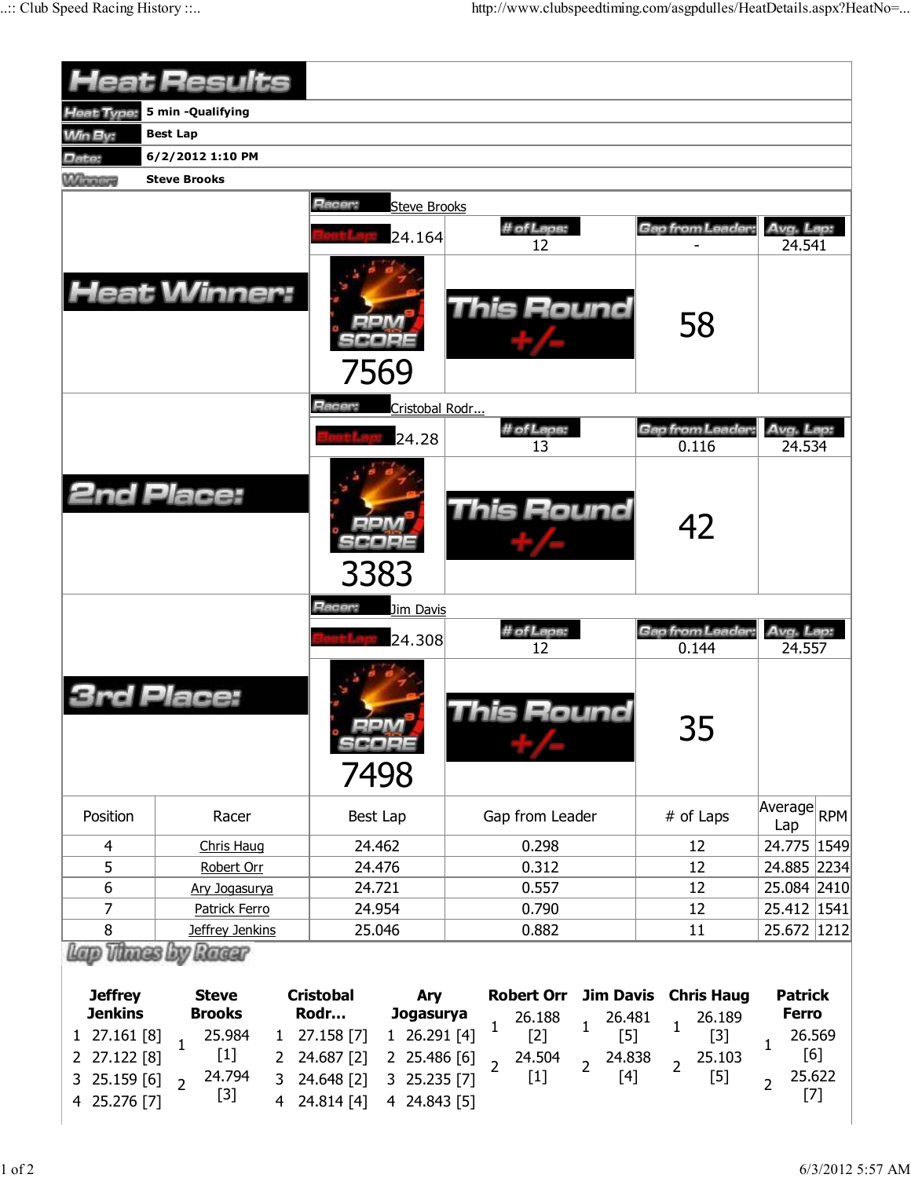# Heat Results

| | |
|---|---|
| Heat Type: | 5 min -Qualifying |
| Win By: | Best Lap |
| Date: | 6/2/2012 1:10 PM |
| Winner: | Steve Brooks |

## Heat Winner:

Racer: Steve Brooks

| Best Lap | # of Laps | Gap from Leader | Avg. Lap |
|---|---|---|---|
| 24.164 | 12 | - | 24.541 |

RPM SCORE: 7569

This Round +/-: 58

## 2nd Place:

Racer: Cristobal Rodr...

| Best Lap | # of Laps | Gap from Leader | Avg. Lap |
|---|---|---|---|
| 24.28 | 13 | 0.116 | 24.534 |

RPM SCORE: 3383

This Round +/-: 42

## 3rd Place:

Racer: Jim Davis

| Best Lap | # of Laps | Gap from Leader | Avg. Lap |
|---|---|---|---|
| 24.308 | 12 | 0.144 | 24.557 |

RPM SCORE: 7498

This Round +/-: 35

| Position | Racer | Best Lap | Gap from Leader | # of Laps | Average Lap | RPM |
|---|---|---|---|---|---|---|
| 4 | Chris Haug | 24.462 | 0.298 | 12 | 24.775 | 1549 |
| 5 | Robert Orr | 24.476 | 0.312 | 12 | 24.885 | 2234 |
| 6 | Ary Jogasurya | 24.721 | 0.557 | 12 | 25.084 | 2410 |
| 7 | Patrick Ferro | 24.954 | 0.790 | 12 | 25.412 | 1541 |
| 8 | Jeffrey Jenkins | 25.046 | 0.882 | 11 | 25.672 | 1212 |

## Lap Times by Racer

| Lap | Jeffrey Jenkins | Steve Brooks | Cristobal Rodr... | Ary Jogasurya | Robert Orr | Jim Davis | Chris Haug | Patrick Ferro |
|---|---|---|---|---|---|---|---|---|
| 1 | 27.161 [8] | 25.984 [1] | 27.158 [7] | 26.291 [4] | 26.188 [2] | 26.481 [5] | 26.189 [3] | 26.569 [6] |
| 2 | 27.122 [8] | 24.794 [3] | 24.687 [2] | 25.486 [6] | 24.504 [1] | 24.838 [4] | 25.103 [5] | 25.622 [7] |
| 3 | 25.159 [6] | | 24.648 [2] | 25.235 [7] | | | | |
| 4 | 25.276 [7] | | 24.814 [4] | 24.843 [5] | | | | |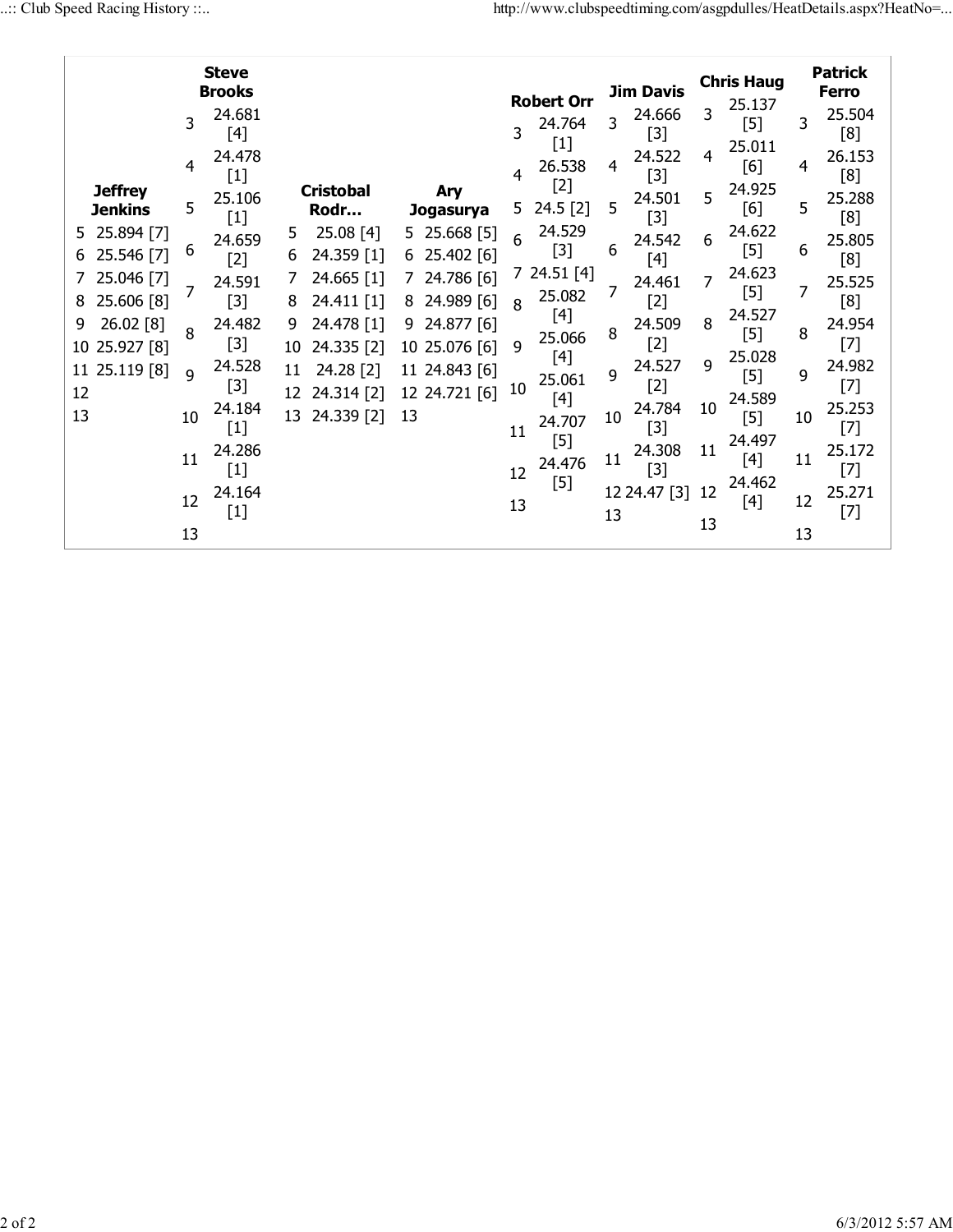| Jeffrey Jenkins | Steve Brooks | Cristobal Rodr… | Ary Jogasurya | Robert Orr | Jim Davis | Chris Haug | Patrick Ferro |
|---|---|---|---|---|---|---|---|
| | 3 24.681 [4] | | | 3 24.764 [1] | 3 24.666 [3] | 3 25.137 [5] | 3 25.504 [8] |
| | 4 24.478 [1] | | | 4 26.538 [2] | 4 24.522 [3] | 4 25.011 [6] | 4 26.153 [8] |
| 5 25.894 [7] | 5 25.106 [1] | 5 25.08 [4] | 5 25.668 [5] | 5 24.5 [2] | 5 24.501 [3] | 5 24.925 [6] | 5 25.288 [8] |
| 6 25.546 [7] | 6 24.659 [2] | 6 24.359 [1] | 6 25.402 [6] | 6 24.529 [3] | 6 24.542 [4] | 6 24.622 [5] | 6 25.805 [8] |
| 7 25.046 [7] | 7 24.591 [3] | 7 24.665 [1] | 7 24.786 [6] | 7 24.51 [4] | 7 24.461 [2] | 7 24.623 [5] | 7 25.525 [8] |
| 8 25.606 [8] | 8 24.482 [3] | 8 24.411 [1] | 8 24.989 [6] | 8 25.082 [4] | 8 24.509 [2] | 8 24.527 [5] | 8 24.954 [7] |
| 9 26.02 [8] | 9 24.528 [3] | 9 24.478 [1] | 9 24.877 [6] | 9 25.066 [4] | 9 24.527 [2] | 9 25.028 [5] | 9 24.982 [7] |
| 10 25.927 [8] | 10 24.184 [1] | 10 24.335 [2] | 10 25.076 [6] | 10 25.061 [4] | 10 24.784 [3] | 10 24.589 [5] | 10 25.253 [7] |
| 11 25.119 [8] | 11 24.286 [1] | 11 24.28 [2] | 11 24.843 [6] | 11 24.707 [5] | 11 24.308 [3] | 11 24.497 [4] | 11 25.172 [7] |
| 12 | 12 24.164 [1] | 12 24.314 [2] | 12 24.721 [6] | 12 24.476 [5] | 12 24.47 [3] | 12 24.462 [4] | 12 25.271 [7] |
| 13 | 13 | 13 24.339 [2] | 13 | 13 | 13 | 13 | 13 |